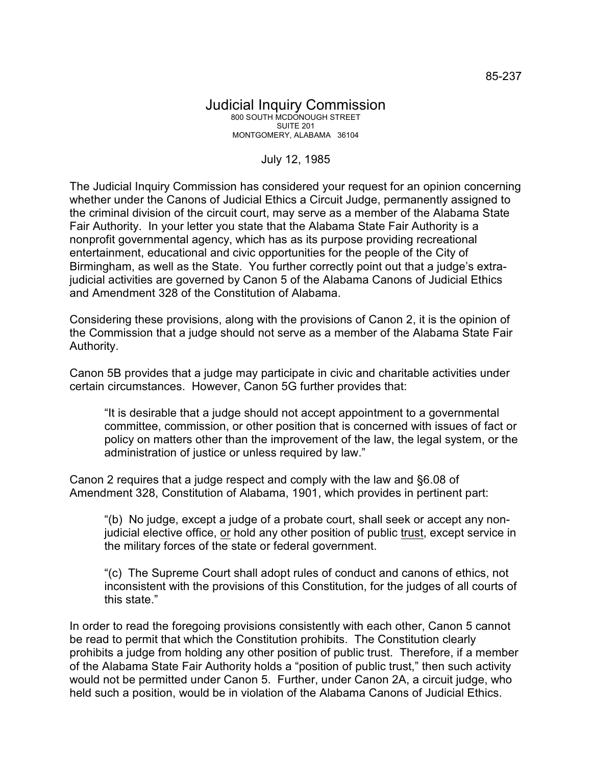85-237

# Judicial Inquiry Commission

800 SOUTH MCDONOUGH STREET
SUITE 201
MONTGOMERY, ALABAMA 36104

July 12, 1985

The Judicial Inquiry Commission has considered your request for an opinion concerning whether under the Canons of Judicial Ethics a Circuit Judge, permanently assigned to the criminal division of the circuit court, may serve as a member of the Alabama State Fair Authority. In your letter you state that the Alabama State Fair Authority is a nonprofit governmental agency, which has as its purpose providing recreational entertainment, educational and civic opportunities for the people of the City of Birmingham, as well as the State. You further correctly point out that a judge's extra-judicial activities are governed by Canon 5 of the Alabama Canons of Judicial Ethics and Amendment 328 of the Constitution of Alabama.

Considering these provisions, along with the provisions of Canon 2, it is the opinion of the Commission that a judge should not serve as a member of the Alabama State Fair Authority.

Canon 5B provides that a judge may participate in civic and charitable activities under certain circumstances. However, Canon 5G further provides that:

> "It is desirable that a judge should not accept appointment to a governmental committee, commission, or other position that is concerned with issues of fact or policy on matters other than the improvement of the law, the legal system, or the administration of justice or unless required by law."

Canon 2 requires that a judge respect and comply with the law and §6.08 of Amendment 328, Constitution of Alabama, 1901, which provides in pertinent part:

> "(b) No judge, except a judge of a probate court, shall seek or accept any non-judicial elective office, <u>or</u> hold any other position of public <u>trust</u>, except service in the military forces of the state or federal government.
>
> "(c) The Supreme Court shall adopt rules of conduct and canons of ethics, not inconsistent with the provisions of this Constitution, for the judges of all courts of this state."

In order to read the foregoing provisions consistently with each other, Canon 5 cannot be read to permit that which the Constitution prohibits. The Constitution clearly prohibits a judge from holding any other position of public trust. Therefore, if a member of the Alabama State Fair Authority holds a "position of public trust," then such activity would not be permitted under Canon 5. Further, under Canon 2A, a circuit judge, who held such a position, would be in violation of the Alabama Canons of Judicial Ethics.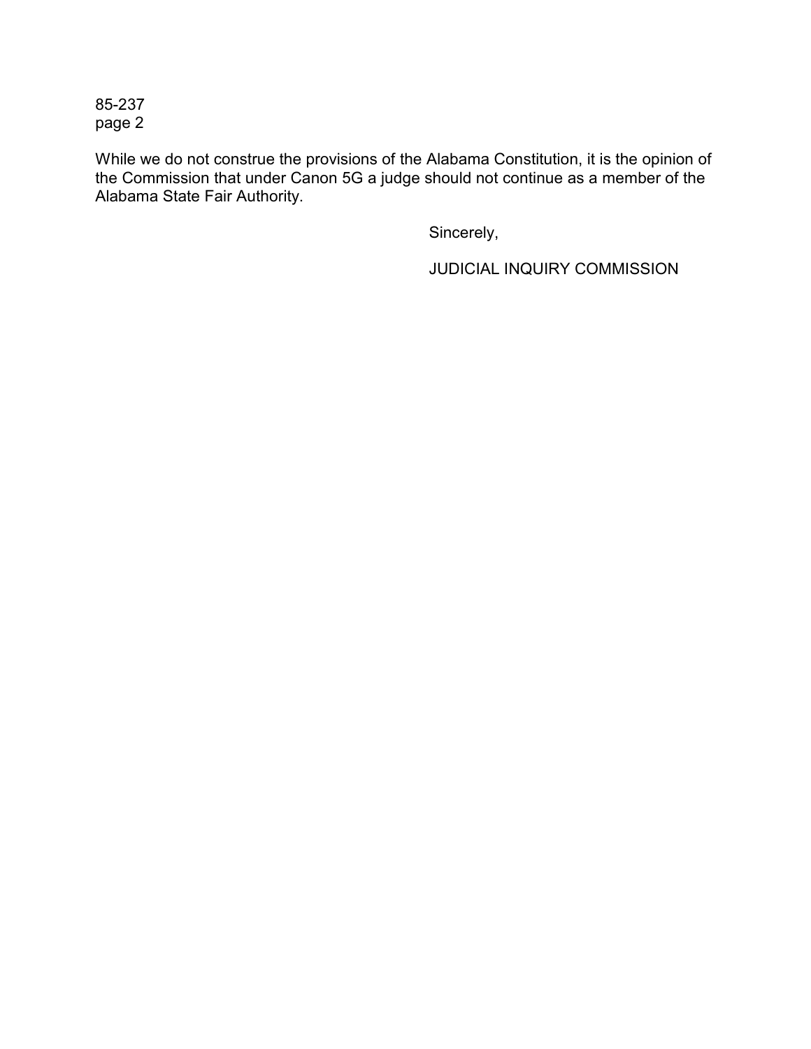While we do not construe the provisions of the Alabama Constitution, it is the opinion of the Commission that under Canon 5G a judge should not continue as a member of the Alabama State Fair Authority.

Sincerely,

JUDICIAL INQUIRY COMMISSION